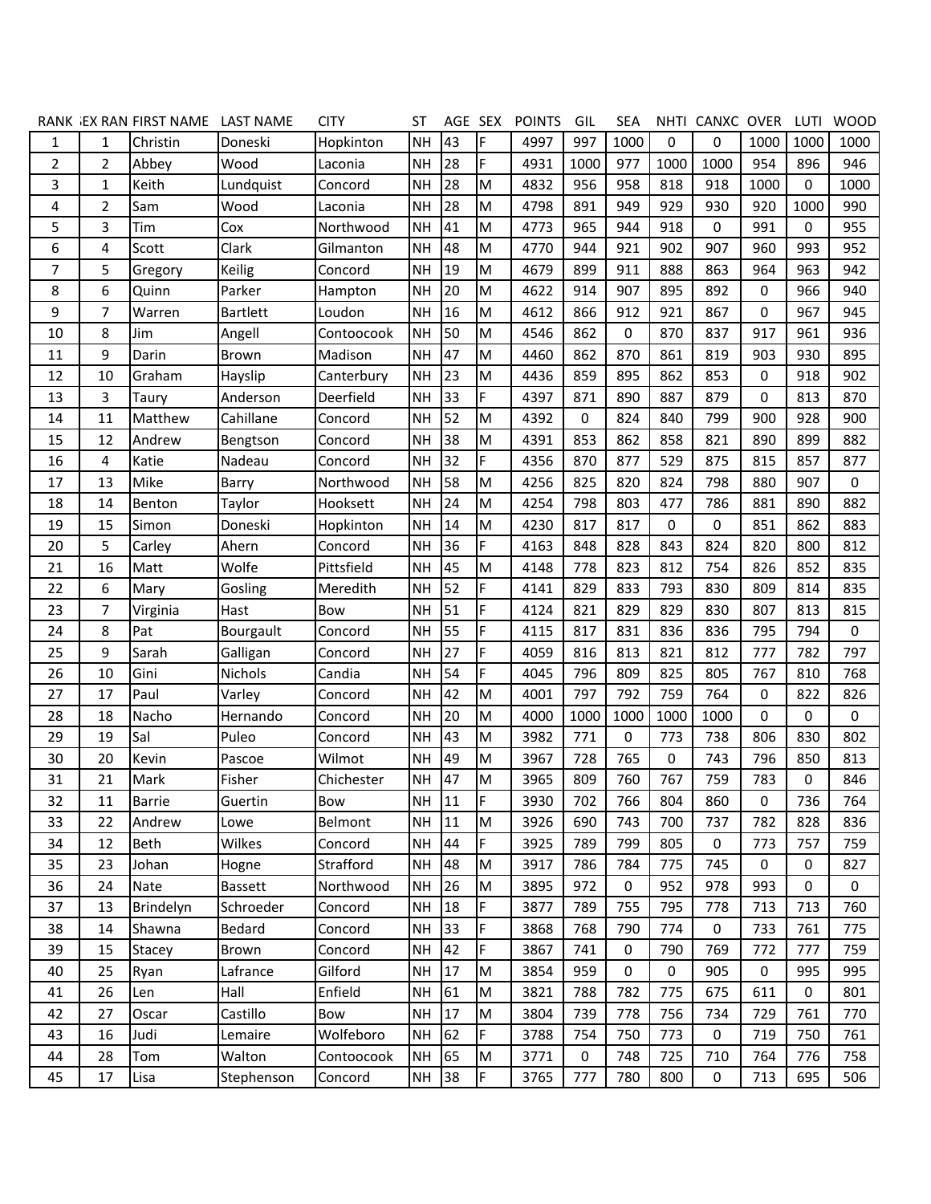| RANK | SEX RANK | FIRST NAME | LAST NAME | CITY | ST | AGE | SEX | POINTS | GIL | SEA | NHTI | CANXC | OVER | LUTI | WOOD |
|---|---|---|---|---|---|---|---|---|---|---|---|---|---|---|---|
| 1 | 1 | Christin | Doneski | Hopkinton | NH | 43 | F | 4997 | 997 | 1000 | 0 | 0 | 1000 | 1000 | 1000 |
| 2 | 2 | Abbey | Wood | Laconia | NH | 28 | F | 4931 | 1000 | 977 | 1000 | 1000 | 954 | 896 | 946 |
| 3 | 1 | Keith | Lundquist | Concord | NH | 28 | M | 4832 | 956 | 958 | 818 | 918 | 1000 | 0 | 1000 |
| 4 | 2 | Sam | Wood | Laconia | NH | 28 | M | 4798 | 891 | 949 | 929 | 930 | 920 | 1000 | 990 |
| 5 | 3 | Tim | Cox | Northwood | NH | 41 | M | 4773 | 965 | 944 | 918 | 0 | 991 | 0 | 955 |
| 6 | 4 | Scott | Clark | Gilmanton | NH | 48 | M | 4770 | 944 | 921 | 902 | 907 | 960 | 993 | 952 |
| 7 | 5 | Gregory | Keilig | Concord | NH | 19 | M | 4679 | 899 | 911 | 888 | 863 | 964 | 963 | 942 |
| 8 | 6 | Quinn | Parker | Hampton | NH | 20 | M | 4622 | 914 | 907 | 895 | 892 | 0 | 966 | 940 |
| 9 | 7 | Warren | Bartlett | Loudon | NH | 16 | M | 4612 | 866 | 912 | 921 | 867 | 0 | 967 | 945 |
| 10 | 8 | Jim | Angell | Contoocook | NH | 50 | M | 4546 | 862 | 0 | 870 | 837 | 917 | 961 | 936 |
| 11 | 9 | Darin | Brown | Madison | NH | 47 | M | 4460 | 862 | 870 | 861 | 819 | 903 | 930 | 895 |
| 12 | 10 | Graham | Hayslip | Canterbury | NH | 23 | M | 4436 | 859 | 895 | 862 | 853 | 0 | 918 | 902 |
| 13 | 3 | Taury | Anderson | Deerfield | NH | 33 | F | 4397 | 871 | 890 | 887 | 879 | 0 | 813 | 870 |
| 14 | 11 | Matthew | Cahillane | Concord | NH | 52 | M | 4392 | 0 | 824 | 840 | 799 | 900 | 928 | 900 |
| 15 | 12 | Andrew | Bengtson | Concord | NH | 38 | M | 4391 | 853 | 862 | 858 | 821 | 890 | 899 | 882 |
| 16 | 4 | Katie | Nadeau | Concord | NH | 32 | F | 4356 | 870 | 877 | 529 | 875 | 815 | 857 | 877 |
| 17 | 13 | Mike | Barry | Northwood | NH | 58 | M | 4256 | 825 | 820 | 824 | 798 | 880 | 907 | 0 |
| 18 | 14 | Benton | Taylor | Hooksett | NH | 24 | M | 4254 | 798 | 803 | 477 | 786 | 881 | 890 | 882 |
| 19 | 15 | Simon | Doneski | Hopkinton | NH | 14 | M | 4230 | 817 | 817 | 0 | 0 | 851 | 862 | 883 |
| 20 | 5 | Carley | Ahern | Concord | NH | 36 | F | 4163 | 848 | 828 | 843 | 824 | 820 | 800 | 812 |
| 21 | 16 | Matt | Wolfe | Pittsfield | NH | 45 | M | 4148 | 778 | 823 | 812 | 754 | 826 | 852 | 835 |
| 22 | 6 | Mary | Gosling | Meredith | NH | 52 | F | 4141 | 829 | 833 | 793 | 830 | 809 | 814 | 835 |
| 23 | 7 | Virginia | Hast | Bow | NH | 51 | F | 4124 | 821 | 829 | 829 | 830 | 807 | 813 | 815 |
| 24 | 8 | Pat | Bourgault | Concord | NH | 55 | F | 4115 | 817 | 831 | 836 | 836 | 795 | 794 | 0 |
| 25 | 9 | Sarah | Galligan | Concord | NH | 27 | F | 4059 | 816 | 813 | 821 | 812 | 777 | 782 | 797 |
| 26 | 10 | Gini | Nichols | Candia | NH | 54 | F | 4045 | 796 | 809 | 825 | 805 | 767 | 810 | 768 |
| 27 | 17 | Paul | Varley | Concord | NH | 42 | M | 4001 | 797 | 792 | 759 | 764 | 0 | 822 | 826 |
| 28 | 18 | Nacho | Hernando | Concord | NH | 20 | M | 4000 | 1000 | 1000 | 1000 | 1000 | 0 | 0 | 0 |
| 29 | 19 | Sal | Puleo | Concord | NH | 43 | M | 3982 | 771 | 0 | 773 | 738 | 806 | 830 | 802 |
| 30 | 20 | Kevin | Pascoe | Wilmot | NH | 49 | M | 3967 | 728 | 765 | 0 | 743 | 796 | 850 | 813 |
| 31 | 21 | Mark | Fisher | Chichester | NH | 47 | M | 3965 | 809 | 760 | 767 | 759 | 783 | 0 | 846 |
| 32 | 11 | Barrie | Guertin | Bow | NH | 11 | F | 3930 | 702 | 766 | 804 | 860 | 0 | 736 | 764 |
| 33 | 22 | Andrew | Lowe | Belmont | NH | 11 | M | 3926 | 690 | 743 | 700 | 737 | 782 | 828 | 836 |
| 34 | 12 | Beth | Wilkes | Concord | NH | 44 | F | 3925 | 789 | 799 | 805 | 0 | 773 | 757 | 759 |
| 35 | 23 | Johan | Hogne | Strafford | NH | 48 | M | 3917 | 786 | 784 | 775 | 745 | 0 | 0 | 827 |
| 36 | 24 | Nate | Bassett | Northwood | NH | 26 | M | 3895 | 972 | 0 | 952 | 978 | 993 | 0 | 0 |
| 37 | 13 | Brindelyn | Schroeder | Concord | NH | 18 | F | 3877 | 789 | 755 | 795 | 778 | 713 | 713 | 760 |
| 38 | 14 | Shawna | Bedard | Concord | NH | 33 | F | 3868 | 768 | 790 | 774 | 0 | 733 | 761 | 775 |
| 39 | 15 | Stacey | Brown | Concord | NH | 42 | F | 3867 | 741 | 0 | 790 | 769 | 772 | 777 | 759 |
| 40 | 25 | Ryan | Lafrance | Gilford | NH | 17 | M | 3854 | 959 | 0 | 0 | 905 | 0 | 995 | 995 |
| 41 | 26 | Len | Hall | Enfield | NH | 61 | M | 3821 | 788 | 782 | 775 | 675 | 611 | 0 | 801 |
| 42 | 27 | Oscar | Castillo | Bow | NH | 17 | M | 3804 | 739 | 778 | 756 | 734 | 729 | 761 | 770 |
| 43 | 16 | Judi | Lemaire | Wolfeboro | NH | 62 | F | 3788 | 754 | 750 | 773 | 0 | 719 | 750 | 761 |
| 44 | 28 | Tom | Walton | Contoocook | NH | 65 | M | 3771 | 0 | 748 | 725 | 710 | 764 | 776 | 758 |
| 45 | 17 | Lisa | Stephenson | Concord | NH | 38 | F | 3765 | 777 | 780 | 800 | 0 | 713 | 695 | 506 |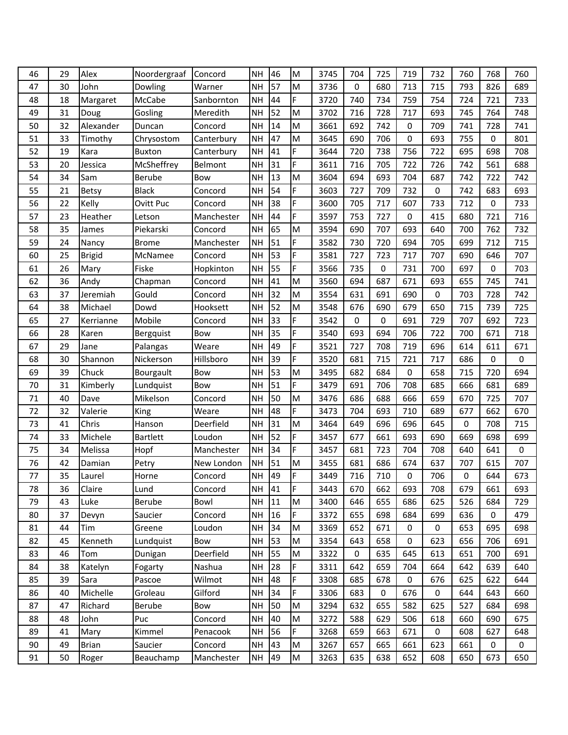| | | | | | | | | | | | | | | | | |
|---|---|---|---|---|---|---|---|---|---|---|---|---|---|---|---|---|
| 46 | 29 | Alex | Noordergraaf | Concord | NH | 46 | M | 3745 | 704 | 725 | 719 | 732 | 760 | 768 | 760 |
| 47 | 30 | John | Dowling | Warner | NH | 57 | M | 3736 | 0 | 680 | 713 | 715 | 793 | 826 | 689 |
| 48 | 18 | Margaret | McCabe | Sanbornton | NH | 44 | F | 3720 | 740 | 734 | 759 | 754 | 724 | 721 | 733 |
| 49 | 31 | Doug | Gosling | Meredith | NH | 52 | M | 3702 | 716 | 728 | 717 | 693 | 745 | 764 | 748 |
| 50 | 32 | Alexander | Duncan | Concord | NH | 14 | M | 3661 | 692 | 742 | 0 | 709 | 741 | 728 | 741 |
| 51 | 33 | Timothy | Chrysostom | Canterbury | NH | 47 | M | 3645 | 690 | 706 | 0 | 693 | 755 | 0 | 801 |
| 52 | 19 | Kara | Buxton | Canterbury | NH | 41 | F | 3644 | 720 | 738 | 756 | 722 | 695 | 698 | 708 |
| 53 | 20 | Jessica | McSheffrey | Belmont | NH | 31 | F | 3611 | 716 | 705 | 722 | 726 | 742 | 561 | 688 |
| 54 | 34 | Sam | Berube | Bow | NH | 13 | M | 3604 | 694 | 693 | 704 | 687 | 742 | 722 | 742 |
| 55 | 21 | Betsy | Black | Concord | NH | 54 | F | 3603 | 727 | 709 | 732 | 0 | 742 | 683 | 693 |
| 56 | 22 | Kelly | Ovitt Puc | Concord | NH | 38 | F | 3600 | 705 | 717 | 607 | 733 | 712 | 0 | 733 |
| 57 | 23 | Heather | Letson | Manchester | NH | 44 | F | 3597 | 753 | 727 | 0 | 415 | 680 | 721 | 716 |
| 58 | 35 | James | Piekarski | Concord | NH | 65 | M | 3594 | 690 | 707 | 693 | 640 | 700 | 762 | 732 |
| 59 | 24 | Nancy | Brome | Manchester | NH | 51 | F | 3582 | 730 | 720 | 694 | 705 | 699 | 712 | 715 |
| 60 | 25 | Brigid | McNamee | Concord | NH | 53 | F | 3581 | 727 | 723 | 717 | 707 | 690 | 646 | 707 |
| 61 | 26 | Mary | Fiske | Hopkinton | NH | 55 | F | 3566 | 735 | 0 | 731 | 700 | 697 | 0 | 703 |
| 62 | 36 | Andy | Chapman | Concord | NH | 41 | M | 3560 | 694 | 687 | 671 | 693 | 655 | 745 | 741 |
| 63 | 37 | Jeremiah | Gould | Concord | NH | 32 | M | 3554 | 631 | 691 | 690 | 0 | 703 | 728 | 742 |
| 64 | 38 | Michael | Dowd | Hooksett | NH | 52 | M | 3548 | 676 | 690 | 679 | 650 | 715 | 739 | 725 |
| 65 | 27 | Kerrianne | Mobile | Concord | NH | 33 | F | 3542 | 0 | 0 | 691 | 729 | 707 | 692 | 723 |
| 66 | 28 | Karen | Bergquist | Bow | NH | 35 | F | 3540 | 693 | 694 | 706 | 722 | 700 | 671 | 718 |
| 67 | 29 | Jane | Palangas | Weare | NH | 49 | F | 3521 | 727 | 708 | 719 | 696 | 614 | 611 | 671 |
| 68 | 30 | Shannon | Nickerson | Hillsboro | NH | 39 | F | 3520 | 681 | 715 | 721 | 717 | 686 | 0 | 0 |
| 69 | 39 | Chuck | Bourgault | Bow | NH | 53 | M | 3495 | 682 | 684 | 0 | 658 | 715 | 720 | 694 |
| 70 | 31 | Kimberly | Lundquist | Bow | NH | 51 | F | 3479 | 691 | 706 | 708 | 685 | 666 | 681 | 689 |
| 71 | 40 | Dave | Mikelson | Concord | NH | 50 | M | 3476 | 686 | 688 | 666 | 659 | 670 | 725 | 707 |
| 72 | 32 | Valerie | King | Weare | NH | 48 | F | 3473 | 704 | 693 | 710 | 689 | 677 | 662 | 670 |
| 73 | 41 | Chris | Hanson | Deerfield | NH | 31 | M | 3464 | 649 | 696 | 696 | 645 | 0 | 708 | 715 |
| 74 | 33 | Michele | Bartlett | Loudon | NH | 52 | F | 3457 | 677 | 661 | 693 | 690 | 669 | 698 | 699 |
| 75 | 34 | Melissa | Hopf | Manchester | NH | 34 | F | 3457 | 681 | 723 | 704 | 708 | 640 | 641 | 0 |
| 76 | 42 | Damian | Petry | New London | NH | 51 | M | 3455 | 681 | 686 | 674 | 637 | 707 | 615 | 707 |
| 77 | 35 | Laurel | Horne | Concord | NH | 49 | F | 3449 | 716 | 710 | 0 | 706 | 0 | 644 | 673 |
| 78 | 36 | Claire | Lund | Concord | NH | 41 | F | 3443 | 670 | 662 | 693 | 708 | 679 | 661 | 693 |
| 79 | 43 | Luke | Berube | Bowl | NH | 11 | M | 3400 | 646 | 655 | 686 | 625 | 526 | 684 | 729 |
| 80 | 37 | Devyn | Saucier | Concord | NH | 16 | F | 3372 | 655 | 698 | 684 | 699 | 636 | 0 | 479 |
| 81 | 44 | Tim | Greene | Loudon | NH | 34 | M | 3369 | 652 | 671 | 0 | 0 | 653 | 695 | 698 |
| 82 | 45 | Kenneth | Lundquist | Bow | NH | 53 | M | 3354 | 643 | 658 | 0 | 623 | 656 | 706 | 691 |
| 83 | 46 | Tom | Dunigan | Deerfield | NH | 55 | M | 3322 | 0 | 635 | 645 | 613 | 651 | 700 | 691 |
| 84 | 38 | Katelyn | Fogarty | Nashua | NH | 28 | F | 3311 | 642 | 659 | 704 | 664 | 642 | 639 | 640 |
| 85 | 39 | Sara | Pascoe | Wilmot | NH | 48 | F | 3308 | 685 | 678 | 0 | 676 | 625 | 622 | 644 |
| 86 | 40 | Michelle | Groleau | Gilford | NH | 34 | F | 3306 | 683 | 0 | 676 | 0 | 644 | 643 | 660 |
| 87 | 47 | Richard | Berube | Bow | NH | 50 | M | 3294 | 632 | 655 | 582 | 625 | 527 | 684 | 698 |
| 88 | 48 | John | Puc | Concord | NH | 40 | M | 3272 | 588 | 629 | 506 | 618 | 660 | 690 | 675 |
| 89 | 41 | Mary | Kimmel | Penacook | NH | 56 | F | 3268 | 659 | 663 | 671 | 0 | 608 | 627 | 648 |
| 90 | 49 | Brian | Saucier | Concord | NH | 43 | M | 3267 | 657 | 665 | 661 | 623 | 661 | 0 | 0 |
| 91 | 50 | Roger | Beauchamp | Manchester | NH | 49 | M | 3263 | 635 | 638 | 652 | 608 | 650 | 673 | 650 |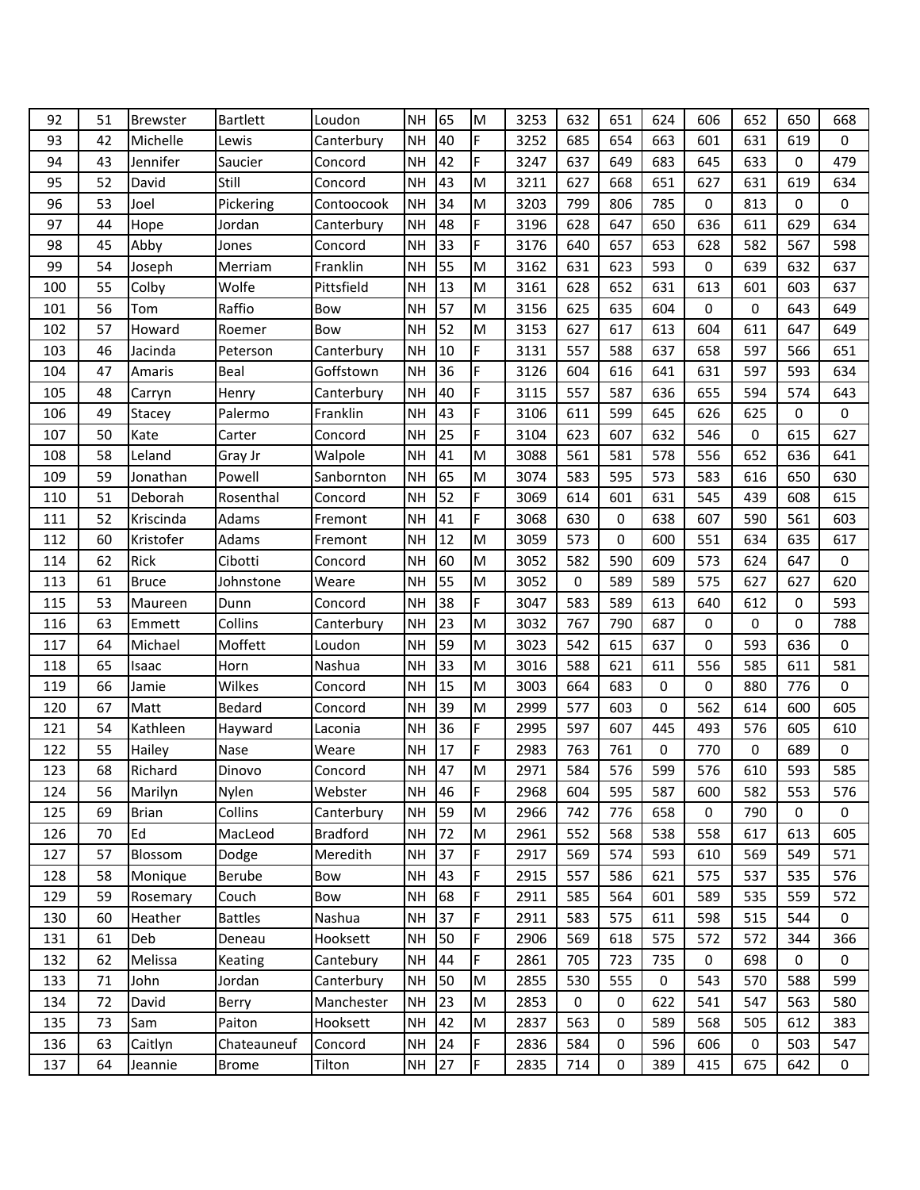| 92 | 51 | Brewster | Bartlett | Loudon | NH | 65 | M | 3253 | 632 | 651 | 624 | 606 | 652 | 650 | 668 |
|---|---|---|---|---|---|---|---|---|---|---|---|---|---|---|---|
| 93 | 42 | Michelle | Lewis | Canterbury | NH | 40 | F | 3252 | 685 | 654 | 663 | 601 | 631 | 619 | 0 |
| 94 | 43 | Jennifer | Saucier | Concord | NH | 42 | F | 3247 | 637 | 649 | 683 | 645 | 633 | 0 | 479 |
| 95 | 52 | David | Still | Concord | NH | 43 | M | 3211 | 627 | 668 | 651 | 627 | 631 | 619 | 634 |
| 96 | 53 | Joel | Pickering | Contoocook | NH | 34 | M | 3203 | 799 | 806 | 785 | 0 | 813 | 0 | 0 |
| 97 | 44 | Hope | Jordan | Canterbury | NH | 48 | F | 3196 | 628 | 647 | 650 | 636 | 611 | 629 | 634 |
| 98 | 45 | Abby | Jones | Concord | NH | 33 | F | 3176 | 640 | 657 | 653 | 628 | 582 | 567 | 598 |
| 99 | 54 | Joseph | Merriam | Franklin | NH | 55 | M | 3162 | 631 | 623 | 593 | 0 | 639 | 632 | 637 |
| 100 | 55 | Colby | Wolfe | Pittsfield | NH | 13 | M | 3161 | 628 | 652 | 631 | 613 | 601 | 603 | 637 |
| 101 | 56 | Tom | Raffio | Bow | NH | 57 | M | 3156 | 625 | 635 | 604 | 0 | 0 | 643 | 649 |
| 102 | 57 | Howard | Roemer | Bow | NH | 52 | M | 3153 | 627 | 617 | 613 | 604 | 611 | 647 | 649 |
| 103 | 46 | Jacinda | Peterson | Canterbury | NH | 10 | F | 3131 | 557 | 588 | 637 | 658 | 597 | 566 | 651 |
| 104 | 47 | Amaris | Beal | Goffstown | NH | 36 | F | 3126 | 604 | 616 | 641 | 631 | 597 | 593 | 634 |
| 105 | 48 | Carryn | Henry | Canterbury | NH | 40 | F | 3115 | 557 | 587 | 636 | 655 | 594 | 574 | 643 |
| 106 | 49 | Stacey | Palermo | Franklin | NH | 43 | F | 3106 | 611 | 599 | 645 | 626 | 625 | 0 | 0 |
| 107 | 50 | Kate | Carter | Concord | NH | 25 | F | 3104 | 623 | 607 | 632 | 546 | 0 | 615 | 627 |
| 108 | 58 | Leland | Gray Jr | Walpole | NH | 41 | M | 3088 | 561 | 581 | 578 | 556 | 652 | 636 | 641 |
| 109 | 59 | Jonathan | Powell | Sanbornton | NH | 65 | M | 3074 | 583 | 595 | 573 | 583 | 616 | 650 | 630 |
| 110 | 51 | Deborah | Rosenthal | Concord | NH | 52 | F | 3069 | 614 | 601 | 631 | 545 | 439 | 608 | 615 |
| 111 | 52 | Kriscinda | Adams | Fremont | NH | 41 | F | 3068 | 630 | 0 | 638 | 607 | 590 | 561 | 603 |
| 112 | 60 | Kristofer | Adams | Fremont | NH | 12 | M | 3059 | 573 | 0 | 600 | 551 | 634 | 635 | 617 |
| 114 | 62 | Rick | Cibotti | Concord | NH | 60 | M | 3052 | 582 | 590 | 609 | 573 | 624 | 647 | 0 |
| 113 | 61 | Bruce | Johnstone | Weare | NH | 55 | M | 3052 | 0 | 589 | 589 | 575 | 627 | 627 | 620 |
| 115 | 53 | Maureen | Dunn | Concord | NH | 38 | F | 3047 | 583 | 589 | 613 | 640 | 612 | 0 | 593 |
| 116 | 63 | Emmett | Collins | Canterbury | NH | 23 | M | 3032 | 767 | 790 | 687 | 0 | 0 | 0 | 788 |
| 117 | 64 | Michael | Moffett | Loudon | NH | 59 | M | 3023 | 542 | 615 | 637 | 0 | 593 | 636 | 0 |
| 118 | 65 | Isaac | Horn | Nashua | NH | 33 | M | 3016 | 588 | 621 | 611 | 556 | 585 | 611 | 581 |
| 119 | 66 | Jamie | Wilkes | Concord | NH | 15 | M | 3003 | 664 | 683 | 0 | 0 | 880 | 776 | 0 |
| 120 | 67 | Matt | Bedard | Concord | NH | 39 | M | 2999 | 577 | 603 | 0 | 562 | 614 | 600 | 605 |
| 121 | 54 | Kathleen | Hayward | Laconia | NH | 36 | F | 2995 | 597 | 607 | 445 | 493 | 576 | 605 | 610 |
| 122 | 55 | Hailey | Nase | Weare | NH | 17 | F | 2983 | 763 | 761 | 0 | 770 | 0 | 689 | 0 |
| 123 | 68 | Richard | Dinovo | Concord | NH | 47 | M | 2971 | 584 | 576 | 599 | 576 | 610 | 593 | 585 |
| 124 | 56 | Marilyn | Nylen | Webster | NH | 46 | F | 2968 | 604 | 595 | 587 | 600 | 582 | 553 | 576 |
| 125 | 69 | Brian | Collins | Canterbury | NH | 59 | M | 2966 | 742 | 776 | 658 | 0 | 790 | 0 | 0 |
| 126 | 70 | Ed | MacLeod | Bradford | NH | 72 | M | 2961 | 552 | 568 | 538 | 558 | 617 | 613 | 605 |
| 127 | 57 | Blossom | Dodge | Meredith | NH | 37 | F | 2917 | 569 | 574 | 593 | 610 | 569 | 549 | 571 |
| 128 | 58 | Monique | Berube | Bow | NH | 43 | F | 2915 | 557 | 586 | 621 | 575 | 537 | 535 | 576 |
| 129 | 59 | Rosemary | Couch | Bow | NH | 68 | F | 2911 | 585 | 564 | 601 | 589 | 535 | 559 | 572 |
| 130 | 60 | Heather | Battles | Nashua | NH | 37 | F | 2911 | 583 | 575 | 611 | 598 | 515 | 544 | 0 |
| 131 | 61 | Deb | Deneau | Hooksett | NH | 50 | F | 2906 | 569 | 618 | 575 | 572 | 572 | 344 | 366 |
| 132 | 62 | Melissa | Keating | Cantebury | NH | 44 | F | 2861 | 705 | 723 | 735 | 0 | 698 | 0 | 0 |
| 133 | 71 | John | Jordan | Canterbury | NH | 50 | M | 2855 | 530 | 555 | 0 | 543 | 570 | 588 | 599 |
| 134 | 72 | David | Berry | Manchester | NH | 23 | M | 2853 | 0 | 0 | 622 | 541 | 547 | 563 | 580 |
| 135 | 73 | Sam | Paiton | Hooksett | NH | 42 | M | 2837 | 563 | 0 | 589 | 568 | 505 | 612 | 383 |
| 136 | 63 | Caitlyn | Chateauneuf | Concord | NH | 24 | F | 2836 | 584 | 0 | 596 | 606 | 0 | 503 | 547 |
| 137 | 64 | Jeannie | Brome | Tilton | NH | 27 | F | 2835 | 714 | 0 | 389 | 415 | 675 | 642 | 0 |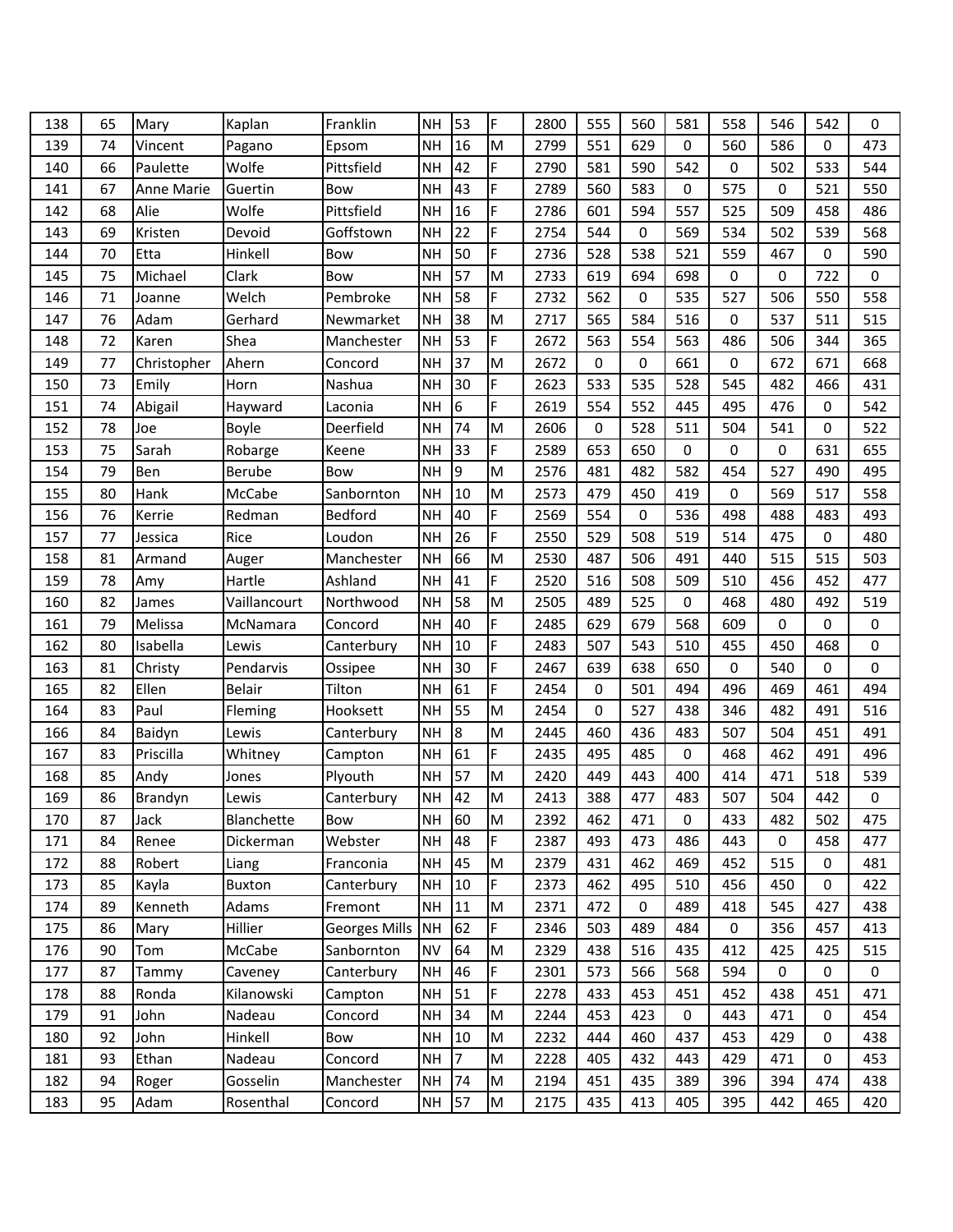| 138 | 65 | Mary | Kaplan | Franklin | NH | 53 | F | 2800 | 555 | 560 | 581 | 558 | 546 | 542 | 0 |
|---|---|---|---|---|---|---|---|---|---|---|---|---|---|---|---|
| 139 | 74 | Vincent | Pagano | Epsom | NH | 16 | M | 2799 | 551 | 629 | 0 | 560 | 586 | 0 | 473 |
| 140 | 66 | Paulette | Wolfe | Pittsfield | NH | 42 | F | 2790 | 581 | 590 | 542 | 0 | 502 | 533 | 544 |
| 141 | 67 | Anne Marie | Guertin | Bow | NH | 43 | F | 2789 | 560 | 583 | 0 | 575 | 0 | 521 | 550 |
| 142 | 68 | Alie | Wolfe | Pittsfield | NH | 16 | F | 2786 | 601 | 594 | 557 | 525 | 509 | 458 | 486 |
| 143 | 69 | Kristen | Devoid | Goffstown | NH | 22 | F | 2754 | 544 | 0 | 569 | 534 | 502 | 539 | 568 |
| 144 | 70 | Etta | Hinkell | Bow | NH | 50 | F | 2736 | 528 | 538 | 521 | 559 | 467 | 0 | 590 |
| 145 | 75 | Michael | Clark | Bow | NH | 57 | M | 2733 | 619 | 694 | 698 | 0 | 0 | 722 | 0 |
| 146 | 71 | Joanne | Welch | Pembroke | NH | 58 | F | 2732 | 562 | 0 | 535 | 527 | 506 | 550 | 558 |
| 147 | 76 | Adam | Gerhard | Newmarket | NH | 38 | M | 2717 | 565 | 584 | 516 | 0 | 537 | 511 | 515 |
| 148 | 72 | Karen | Shea | Manchester | NH | 53 | F | 2672 | 563 | 554 | 563 | 486 | 506 | 344 | 365 |
| 149 | 77 | Christopher | Ahern | Concord | NH | 37 | M | 2672 | 0 | 0 | 661 | 0 | 672 | 671 | 668 |
| 150 | 73 | Emily | Horn | Nashua | NH | 30 | F | 2623 | 533 | 535 | 528 | 545 | 482 | 466 | 431 |
| 151 | 74 | Abigail | Hayward | Laconia | NH | 6 | F | 2619 | 554 | 552 | 445 | 495 | 476 | 0 | 542 |
| 152 | 78 | Joe | Boyle | Deerfield | NH | 74 | M | 2606 | 0 | 528 | 511 | 504 | 541 | 0 | 522 |
| 153 | 75 | Sarah | Robarge | Keene | NH | 33 | F | 2589 | 653 | 650 | 0 | 0 | 0 | 631 | 655 |
| 154 | 79 | Ben | Berube | Bow | NH | 9 | M | 2576 | 481 | 482 | 582 | 454 | 527 | 490 | 495 |
| 155 | 80 | Hank | McCabe | Sanbornton | NH | 10 | M | 2573 | 479 | 450 | 419 | 0 | 569 | 517 | 558 |
| 156 | 76 | Kerrie | Redman | Bedford | NH | 40 | F | 2569 | 554 | 0 | 536 | 498 | 488 | 483 | 493 |
| 157 | 77 | Jessica | Rice | Loudon | NH | 26 | F | 2550 | 529 | 508 | 519 | 514 | 475 | 0 | 480 |
| 158 | 81 | Armand | Auger | Manchester | NH | 66 | M | 2530 | 487 | 506 | 491 | 440 | 515 | 515 | 503 |
| 159 | 78 | Amy | Hartle | Ashland | NH | 41 | F | 2520 | 516 | 508 | 509 | 510 | 456 | 452 | 477 |
| 160 | 82 | James | Vaillancourt | Northwood | NH | 58 | M | 2505 | 489 | 525 | 0 | 468 | 480 | 492 | 519 |
| 161 | 79 | Melissa | McNamara | Concord | NH | 40 | F | 2485 | 629 | 679 | 568 | 609 | 0 | 0 | 0 |
| 162 | 80 | Isabella | Lewis | Canterbury | NH | 10 | F | 2483 | 507 | 543 | 510 | 455 | 450 | 468 | 0 |
| 163 | 81 | Christy | Pendarvis | Ossipee | NH | 30 | F | 2467 | 639 | 638 | 650 | 0 | 540 | 0 | 0 |
| 165 | 82 | Ellen | Belair | Tilton | NH | 61 | F | 2454 | 0 | 501 | 494 | 496 | 469 | 461 | 494 |
| 164 | 83 | Paul | Fleming | Hooksett | NH | 55 | M | 2454 | 0 | 527 | 438 | 346 | 482 | 491 | 516 |
| 166 | 84 | Baidyn | Lewis | Canterbury | NH | 8 | M | 2445 | 460 | 436 | 483 | 507 | 504 | 451 | 491 |
| 167 | 83 | Priscilla | Whitney | Campton | NH | 61 | F | 2435 | 495 | 485 | 0 | 468 | 462 | 491 | 496 |
| 168 | 85 | Andy | Jones | Plyouth | NH | 57 | M | 2420 | 449 | 443 | 400 | 414 | 471 | 518 | 539 |
| 169 | 86 | Brandyn | Lewis | Canterbury | NH | 42 | M | 2413 | 388 | 477 | 483 | 507 | 504 | 442 | 0 |
| 170 | 87 | Jack | Blanchette | Bow | NH | 60 | M | 2392 | 462 | 471 | 0 | 433 | 482 | 502 | 475 |
| 171 | 84 | Renee | Dickerman | Webster | NH | 48 | F | 2387 | 493 | 473 | 486 | 443 | 0 | 458 | 477 |
| 172 | 88 | Robert | Liang | Franconia | NH | 45 | M | 2379 | 431 | 462 | 469 | 452 | 515 | 0 | 481 |
| 173 | 85 | Kayla | Buxton | Canterbury | NH | 10 | F | 2373 | 462 | 495 | 510 | 456 | 450 | 0 | 422 |
| 174 | 89 | Kenneth | Adams | Fremont | NH | 11 | M | 2371 | 472 | 0 | 489 | 418 | 545 | 427 | 438 |
| 175 | 86 | Mary | Hillier | Georges Mills | NH | 62 | F | 2346 | 503 | 489 | 484 | 0 | 356 | 457 | 413 |
| 176 | 90 | Tom | McCabe | Sanbornton | NV | 64 | M | 2329 | 438 | 516 | 435 | 412 | 425 | 425 | 515 |
| 177 | 87 | Tammy | Caveney | Canterbury | NH | 46 | F | 2301 | 573 | 566 | 568 | 594 | 0 | 0 | 0 |
| 178 | 88 | Ronda | Kilanowski | Campton | NH | 51 | F | 2278 | 433 | 453 | 451 | 452 | 438 | 451 | 471 |
| 179 | 91 | John | Nadeau | Concord | NH | 34 | M | 2244 | 453 | 423 | 0 | 443 | 471 | 0 | 454 |
| 180 | 92 | John | Hinkell | Bow | NH | 10 | M | 2232 | 444 | 460 | 437 | 453 | 429 | 0 | 438 |
| 181 | 93 | Ethan | Nadeau | Concord | NH | 7 | M | 2228 | 405 | 432 | 443 | 429 | 471 | 0 | 453 |
| 182 | 94 | Roger | Gosselin | Manchester | NH | 74 | M | 2194 | 451 | 435 | 389 | 396 | 394 | 474 | 438 |
| 183 | 95 | Adam | Rosenthal | Concord | NH | 57 | M | 2175 | 435 | 413 | 405 | 395 | 442 | 465 | 420 |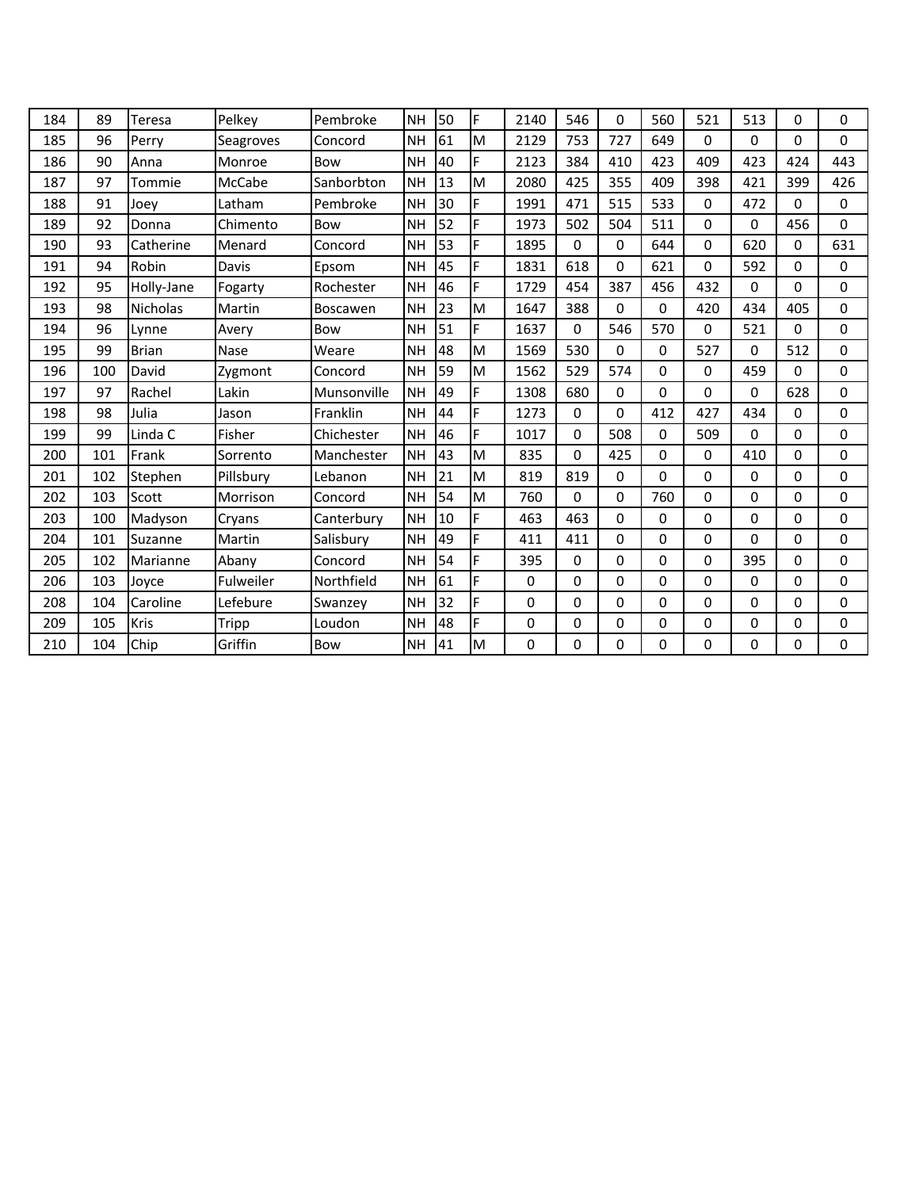| | | | | | | | | | | | | | | | |
|---|---|---|---|---|---|---|---|---|---|---|---|---|---|---|---|
| 184 | 89 | Teresa | Pelkey | Pembroke | NH | 50 | F | 2140 | 546 | 0 | 560 | 521 | 513 | 0 | 0 |
| 185 | 96 | Perry | Seagroves | Concord | NH | 61 | M | 2129 | 753 | 727 | 649 | 0 | 0 | 0 | 0 |
| 186 | 90 | Anna | Monroe | Bow | NH | 40 | F | 2123 | 384 | 410 | 423 | 409 | 423 | 424 | 443 |
| 187 | 97 | Tommie | McCabe | Sanborbton | NH | 13 | M | 2080 | 425 | 355 | 409 | 398 | 421 | 399 | 426 |
| 188 | 91 | Joey | Latham | Pembroke | NH | 30 | F | 1991 | 471 | 515 | 533 | 0 | 472 | 0 | 0 |
| 189 | 92 | Donna | Chimento | Bow | NH | 52 | F | 1973 | 502 | 504 | 511 | 0 | 0 | 456 | 0 |
| 190 | 93 | Catherine | Menard | Concord | NH | 53 | F | 1895 | 0 | 0 | 644 | 0 | 620 | 0 | 631 |
| 191 | 94 | Robin | Davis | Epsom | NH | 45 | F | 1831 | 618 | 0 | 621 | 0 | 592 | 0 | 0 |
| 192 | 95 | Holly-Jane | Fogarty | Rochester | NH | 46 | F | 1729 | 454 | 387 | 456 | 432 | 0 | 0 | 0 |
| 193 | 98 | Nicholas | Martin | Boscawen | NH | 23 | M | 1647 | 388 | 0 | 0 | 420 | 434 | 405 | 0 |
| 194 | 96 | Lynne | Avery | Bow | NH | 51 | F | 1637 | 0 | 546 | 570 | 0 | 521 | 0 | 0 |
| 195 | 99 | Brian | Nase | Weare | NH | 48 | M | 1569 | 530 | 0 | 0 | 527 | 0 | 512 | 0 |
| 196 | 100 | David | Zygmont | Concord | NH | 59 | M | 1562 | 529 | 574 | 0 | 0 | 459 | 0 | 0 |
| 197 | 97 | Rachel | Lakin | Munsonville | NH | 49 | F | 1308 | 680 | 0 | 0 | 0 | 0 | 628 | 0 |
| 198 | 98 | Julia | Jason | Franklin | NH | 44 | F | 1273 | 0 | 0 | 412 | 427 | 434 | 0 | 0 |
| 199 | 99 | Linda C | Fisher | Chichester | NH | 46 | F | 1017 | 0 | 508 | 0 | 509 | 0 | 0 | 0 |
| 200 | 101 | Frank | Sorrento | Manchester | NH | 43 | M | 835 | 0 | 425 | 0 | 0 | 410 | 0 | 0 |
| 201 | 102 | Stephen | Pillsbury | Lebanon | NH | 21 | M | 819 | 819 | 0 | 0 | 0 | 0 | 0 | 0 |
| 202 | 103 | Scott | Morrison | Concord | NH | 54 | M | 760 | 0 | 0 | 760 | 0 | 0 | 0 | 0 |
| 203 | 100 | Madyson | Cryans | Canterbury | NH | 10 | F | 463 | 463 | 0 | 0 | 0 | 0 | 0 | 0 |
| 204 | 101 | Suzanne | Martin | Salisbury | NH | 49 | F | 411 | 411 | 0 | 0 | 0 | 0 | 0 | 0 |
| 205 | 102 | Marianne | Abany | Concord | NH | 54 | F | 395 | 0 | 0 | 0 | 0 | 395 | 0 | 0 |
| 206 | 103 | Joyce | Fulweiler | Northfield | NH | 61 | F | 0 | 0 | 0 | 0 | 0 | 0 | 0 | 0 |
| 208 | 104 | Caroline | Lefebure | Swanzey | NH | 32 | F | 0 | 0 | 0 | 0 | 0 | 0 | 0 | 0 |
| 209 | 105 | Kris | Tripp | Loudon | NH | 48 | F | 0 | 0 | 0 | 0 | 0 | 0 | 0 | 0 |
| 210 | 104 | Chip | Griffin | Bow | NH | 41 | M | 0 | 0 | 0 | 0 | 0 | 0 | 0 | 0 |